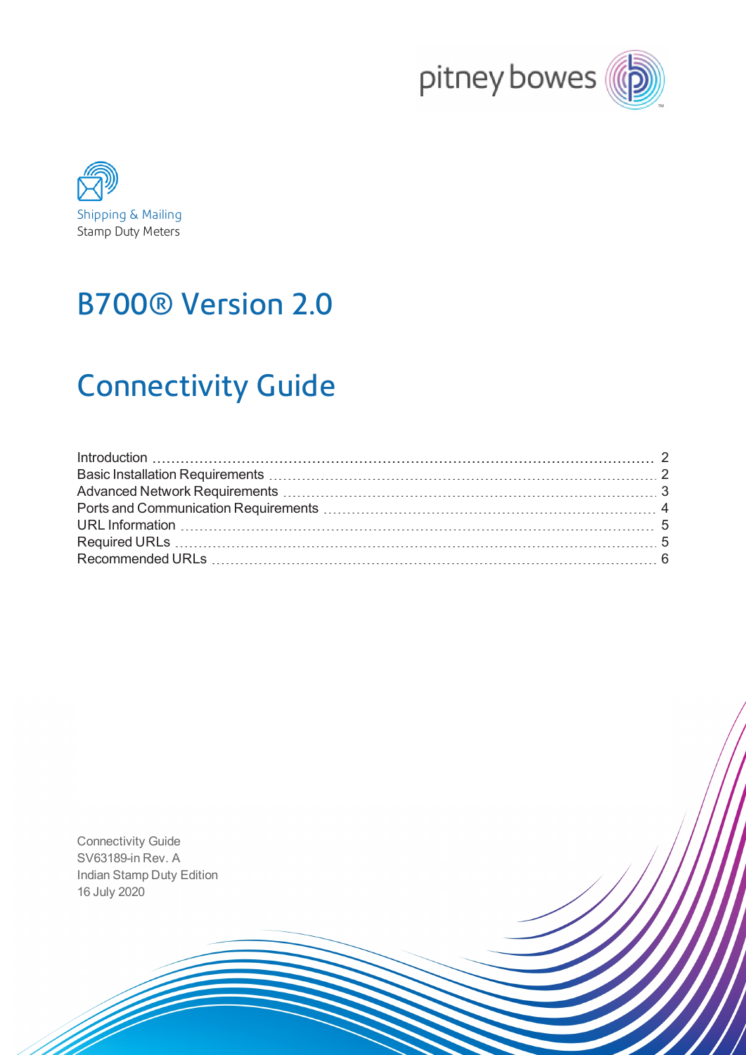Shipping & Mailing
Stamp Duty Meters

# B700® Version 2.0

# Connectivity Guide

| | |
|---|---|
| Introduction | 2 |
| Basic Installation Requirements | 2 |
| Advanced Network Requirements | 3 |
| Ports and Communication Requirements | 4 |
| URL Information | 5 |
| Required URLs | 5 |
| Recommended URLs | 6 |

Connectivity Guide
SV63189-in Rev. A
Indian Stamp Duty Edition
16 July 2020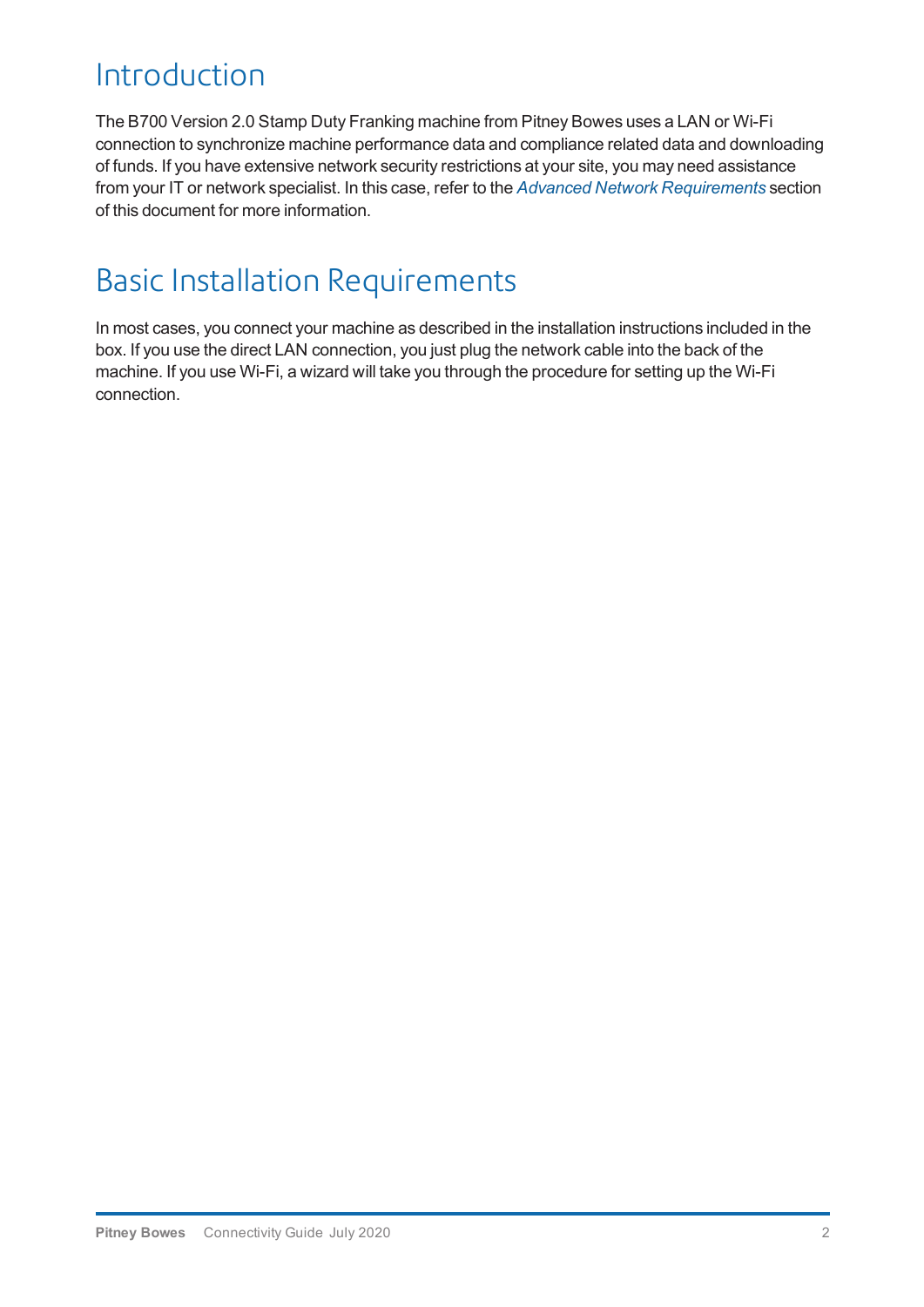# Introduction

The B700 Version 2.0 Stamp Duty Franking machine from Pitney Bowes uses a LAN or Wi-Fi connection to synchronize machine performance data and compliance related data and downloading of funds. If you have extensive network security restrictions at your site, you may need assistance from your IT or network specialist. In this case, refer to the *Advanced Network Requirements* section of this document for more information.

# Basic Installation Requirements

In most cases, you connect your machine as described in the installation instructions included in the box. If you use the direct LAN connection, you just plug the network cable into the back of the machine. If you use Wi-Fi, a wizard will take you through the procedure for setting up the Wi-Fi connection.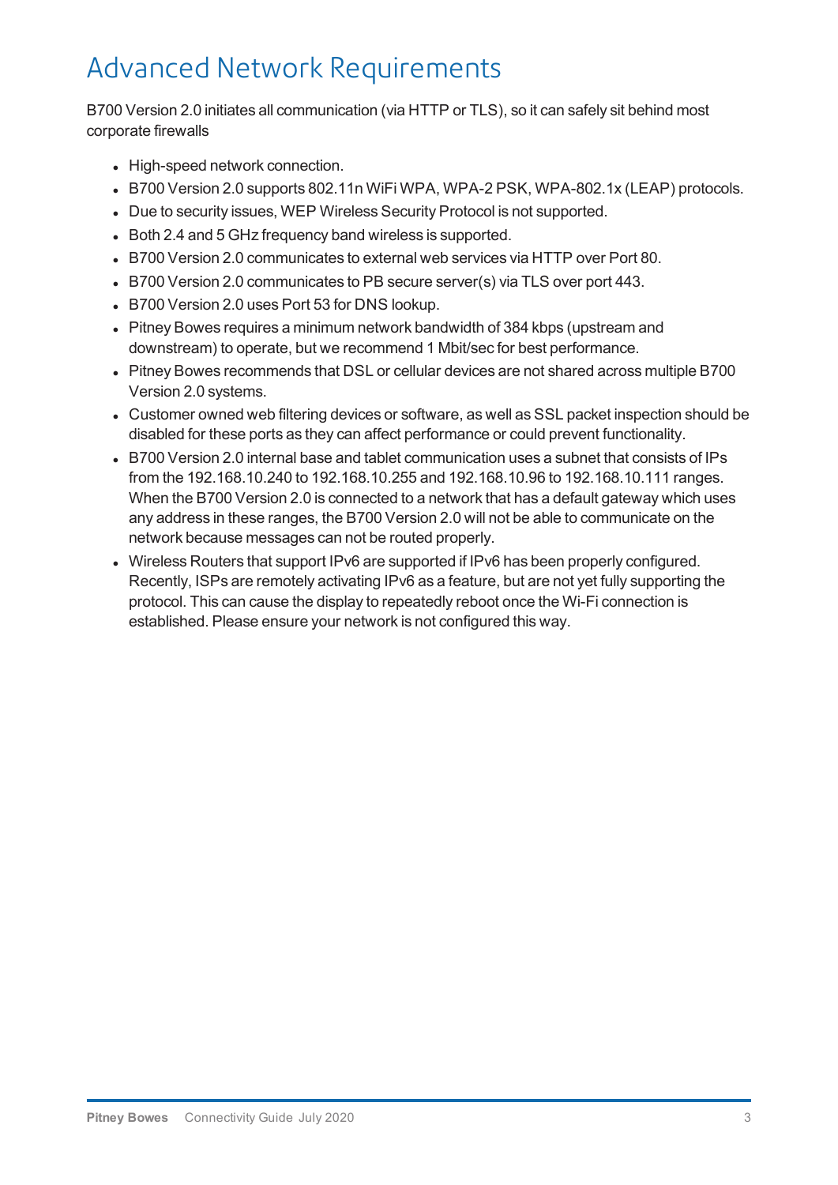# Advanced Network Requirements

B700 Version 2.0 initiates all communication (via HTTP or TLS), so it can safely sit behind most corporate firewalls

- High-speed network connection.
- B700 Version 2.0 supports 802.11n WiFi WPA, WPA-2 PSK, WPA-802.1x (LEAP) protocols.
- Due to security issues, WEP Wireless Security Protocol is not supported.
- Both 2.4 and 5 GHz frequency band wireless is supported.
- B700 Version 2.0 communicates to external web services via HTTP over Port 80.
- B700 Version 2.0 communicates to PB secure server(s) via TLS over port 443.
- B700 Version 2.0 uses Port 53 for DNS lookup.
- Pitney Bowes requires a minimum network bandwidth of 384 kbps (upstream and downstream) to operate, but we recommend 1 Mbit/sec for best performance.
- Pitney Bowes recommends that DSL or cellular devices are not shared across multiple B700 Version 2.0 systems.
- Customer owned web filtering devices or software, as well as SSL packet inspection should be disabled for these ports as they can affect performance or could prevent functionality.
- B700 Version 2.0 internal base and tablet communication uses a subnet that consists of IPs from the 192.168.10.240 to 192.168.10.255 and 192.168.10.96 to 192.168.10.111 ranges. When the B700 Version 2.0 is connected to a network that has a default gateway which uses any address in these ranges, the B700 Version 2.0 will not be able to communicate on the network because messages can not be routed properly.
- Wireless Routers that support IPv6 are supported if IPv6 has been properly configured. Recently, ISPs are remotely activating IPv6 as a feature, but are not yet fully supporting the protocol. This can cause the display to repeatedly reboot once the Wi-Fi connection is established. Please ensure your network is not configured this way.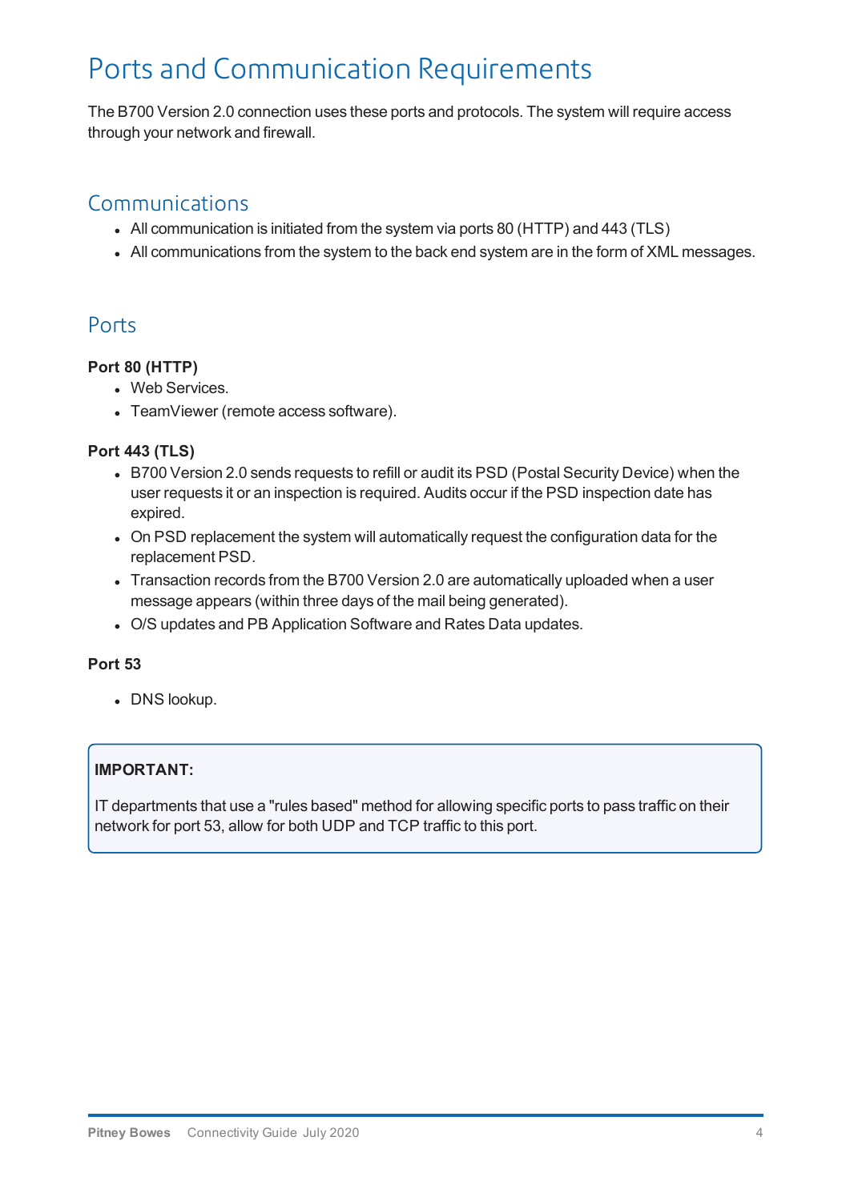# Ports and Communication Requirements

The B700 Version 2.0 connection uses these ports and protocols. The system will require access through your network and firewall.

## Communications

- All communication is initiated from the system via ports 80 (HTTP) and 443 (TLS)
- All communications from the system to the back end system are in the form of XML messages.

## Ports

**Port 80 (HTTP)**

- Web Services.
- TeamViewer (remote access software).

**Port 443 (TLS)**

- B700 Version 2.0 sends requests to refill or audit its PSD (Postal Security Device) when the user requests it or an inspection is required. Audits occur if the PSD inspection date has expired.
- On PSD replacement the system will automatically request the configuration data for the replacement PSD.
- Transaction records from the B700 Version 2.0 are automatically uploaded when a user message appears (within three days of the mail being generated).
- O/S updates and PB Application Software and Rates Data updates.

**Port 53**

- DNS lookup.

**IMPORTANT:**

IT departments that use a "rules based" method for allowing specific ports to pass traffic on their network for port 53, allow for both UDP and TCP traffic to this port.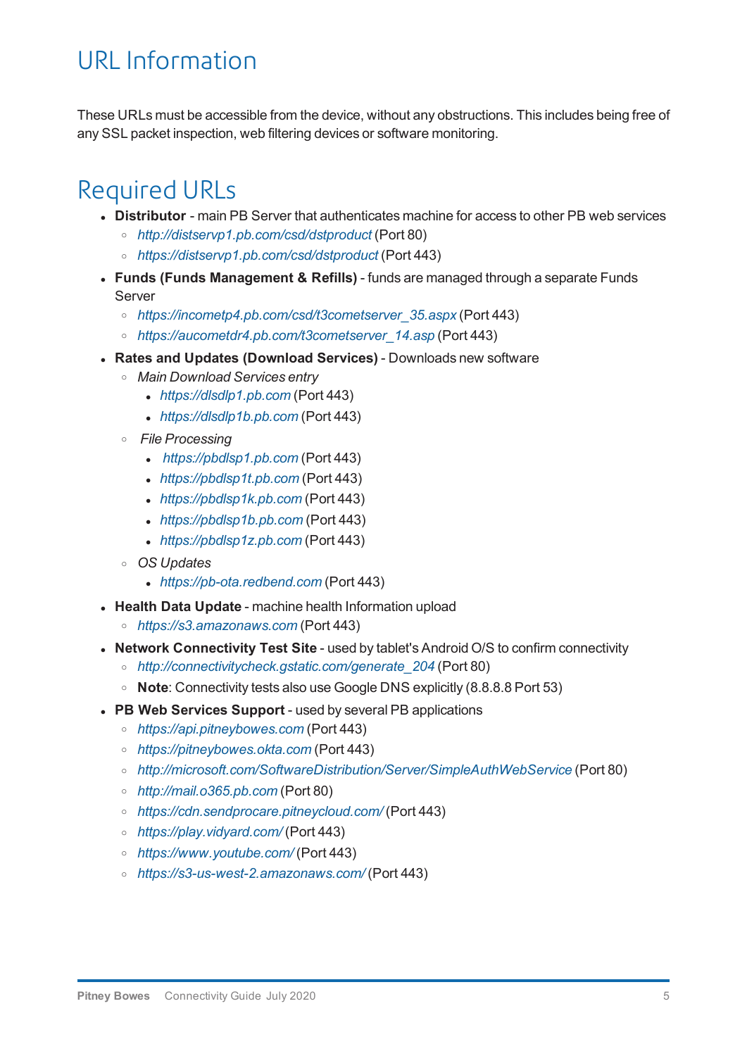# URL Information

These URLs must be accessible from the device, without any obstructions. This includes being free of any SSL packet inspection, web filtering devices or software monitoring.

# Required URLs

- **Distributor** - main PB Server that authenticates machine for access to other PB web services
  - *http://distservp1.pb.com/csd/dstproduct* (Port 80)
  - *https://distservp1.pb.com/csd/dstproduct* (Port 443)
- **Funds (Funds Management & Refills)** - funds are managed through a separate Funds Server
  - *https://incometp4.pb.com/csd/t3cometserver_35.aspx* (Port 443)
  - *https://aucometdr4.pb.com/t3cometserver_14.asp* (Port 443)
- **Rates and Updates (Download Services)** - Downloads new software
  - *Main Download Services entry*
    - *https://dlsdlp1.pb.com* (Port 443)
    - *https://dlsdlp1b.pb.com* (Port 443)
  - *File Processing*
    - *https://pbdlsp1.pb.com* (Port 443)
    - *https://pbdlsp1t.pb.com* (Port 443)
    - *https://pbdlsp1k.pb.com* (Port 443)
    - *https://pbdlsp1b.pb.com* (Port 443)
    - *https://pbdlsp1z.pb.com* (Port 443)
  - *OS Updates*
    - *https://pb-ota.redbend.com* (Port 443)
- **Health Data Update** - machine health Information upload
  - *https://s3.amazonaws.com* (Port 443)
- **Network Connectivity Test Site** - used by tablet's Android O/S to confirm connectivity
  - *http://connectivitycheck.gstatic.com/generate_204* (Port 80)
  - **Note**: Connectivity tests also use Google DNS explicitly (8.8.8.8 Port 53)
- **PB Web Services Support** - used by several PB applications
  - *https://api.pitneybowes.com* (Port 443)
  - *https://pitneybowes.okta.com* (Port 443)
  - *http://microsoft.com/SoftwareDistribution/Server/SimpleAuthWebService* (Port 80)
  - *http://mail.o365.pb.com* (Port 80)
  - *https://cdn.sendprocare.pitneycloud.com/* (Port 443)
  - *https://play.vidyard.com/* (Port 443)
  - *https://www.youtube.com/* (Port 443)
  - *https://s3-us-west-2.amazonaws.com/* (Port 443)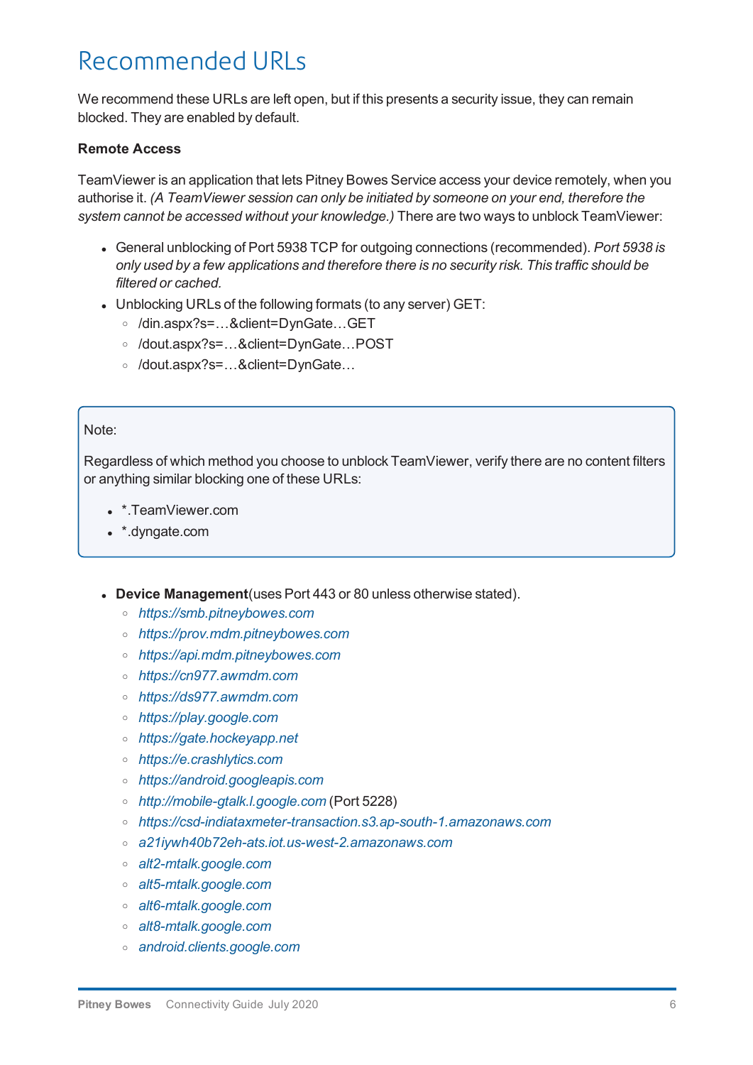# Recommended URLs

We recommend these URLs are left open, but if this presents a security issue, they can remain blocked. They are enabled by default.

**Remote Access**

TeamViewer is an application that lets Pitney Bowes Service access your device remotely, when you authorise it. *(A TeamViewer session can only be initiated by someone on your end, therefore the system cannot be accessed without your knowledge.)* There are two ways to unblock TeamViewer:

- General unblocking of Port 5938 TCP for outgoing connections (recommended). *Port 5938 is only used by a few applications and therefore there is no security risk. This traffic should be filtered or cached.*
- Unblocking URLs of the following formats (to any server) GET:
  - /din.aspx?s=…&client=DynGate…GET
  - /dout.aspx?s=…&client=DynGate…POST
  - /dout.aspx?s=…&client=DynGate…

> Note:
>
> Regardless of which method you choose to unblock TeamViewer, verify there are no content filters or anything similar blocking one of these URLs:
>
> - *.TeamViewer.com
> - *.dyngate.com

- **Device Management**(uses Port 443 or 80 unless otherwise stated).
  - *https://smb.pitneybowes.com*
  - *https://prov.mdm.pitneybowes.com*
  - *https://api.mdm.pitneybowes.com*
  - *https://cn977.awmdm.com*
  - *https://ds977.awmdm.com*
  - *https://play.google.com*
  - *https://gate.hockeyapp.net*
  - *https://e.crashlytics.com*
  - *https://android.googleapis.com*
  - *http://mobile-gtalk.l.google.com* (Port 5228)
  - *https://csd-indiataxmeter-transaction.s3.ap-south-1.amazonaws.com*
  - *a21iywh40b72eh-ats.iot.us-west-2.amazonaws.com*
  - *alt2-mtalk.google.com*
  - *alt5-mtalk.google.com*
  - *alt6-mtalk.google.com*
  - *alt8-mtalk.google.com*
  - *android.clients.google.com*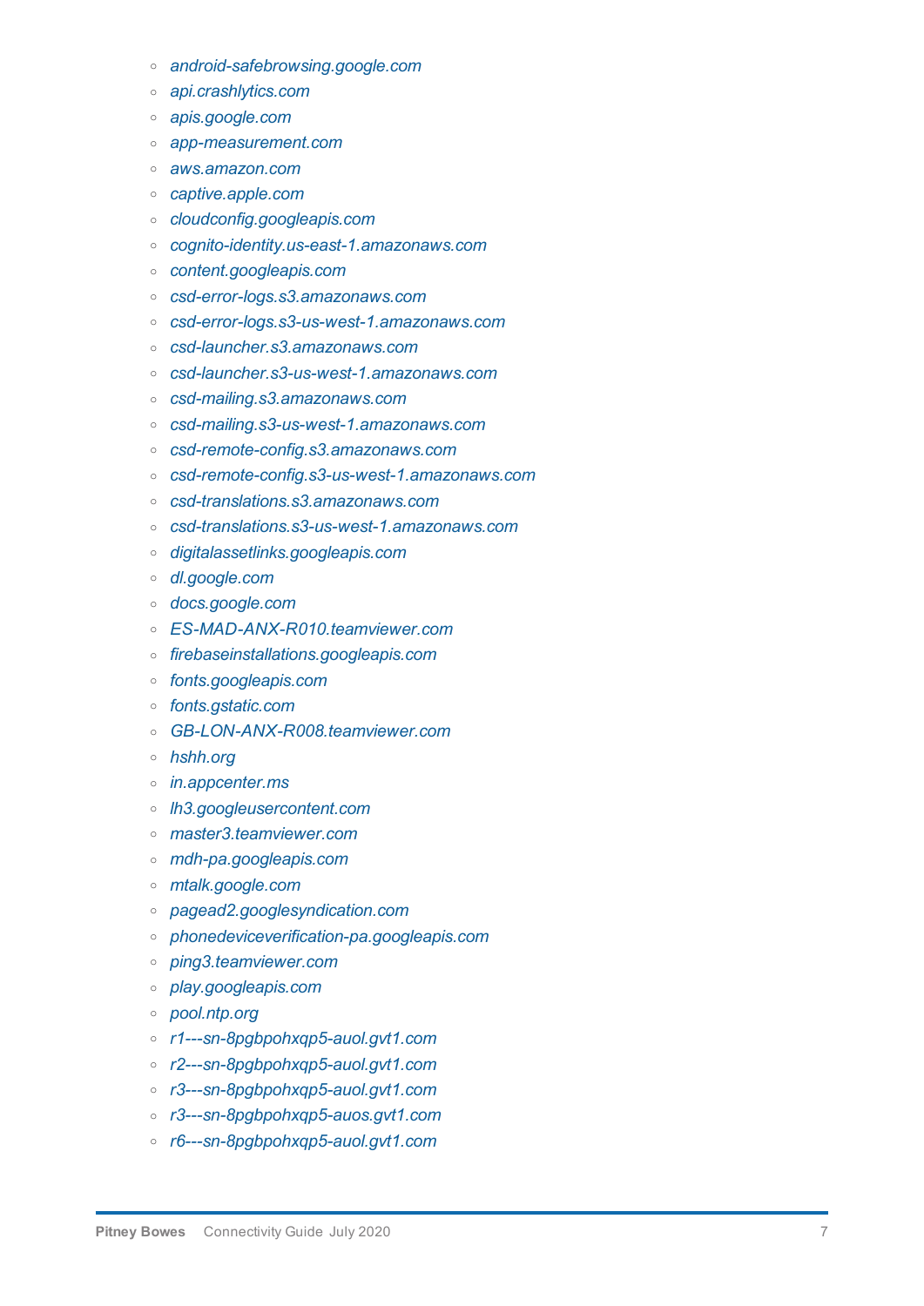- *android-safebrowsing.google.com*
- *api.crashlytics.com*
- *apis.google.com*
- *app-measurement.com*
- *aws.amazon.com*
- *captive.apple.com*
- *cloudconfig.googleapis.com*
- *cognito-identity.us-east-1.amazonaws.com*
- *content.googleapis.com*
- *csd-error-logs.s3.amazonaws.com*
- *csd-error-logs.s3-us-west-1.amazonaws.com*
- *csd-launcher.s3.amazonaws.com*
- *csd-launcher.s3-us-west-1.amazonaws.com*
- *csd-mailing.s3.amazonaws.com*
- *csd-mailing.s3-us-west-1.amazonaws.com*
- *csd-remote-config.s3.amazonaws.com*
- *csd-remote-config.s3-us-west-1.amazonaws.com*
- *csd-translations.s3.amazonaws.com*
- *csd-translations.s3-us-west-1.amazonaws.com*
- *digitalassetlinks.googleapis.com*
- *dl.google.com*
- *docs.google.com*
- *ES-MAD-ANX-R010.teamviewer.com*
- *firebaseinstallations.googleapis.com*
- *fonts.googleapis.com*
- *fonts.gstatic.com*
- *GB-LON-ANX-R008.teamviewer.com*
- *hshh.org*
- *in.appcenter.ms*
- *lh3.googleusercontent.com*
- *master3.teamviewer.com*
- *mdh-pa.googleapis.com*
- *mtalk.google.com*
- *pagead2.googlesyndication.com*
- *phonedeviceverification-pa.googleapis.com*
- *ping3.teamviewer.com*
- *play.googleapis.com*
- *pool.ntp.org*
- *r1---sn-8pgbpohxqp5-auol.gvt1.com*
- *r2---sn-8pgbpohxqp5-auol.gvt1.com*
- *r3---sn-8pgbpohxqp5-auol.gvt1.com*
- *r3---sn-8pgbpohxqp5-auos.gvt1.com*
- *r6---sn-8pgbpohxqp5-auol.gvt1.com*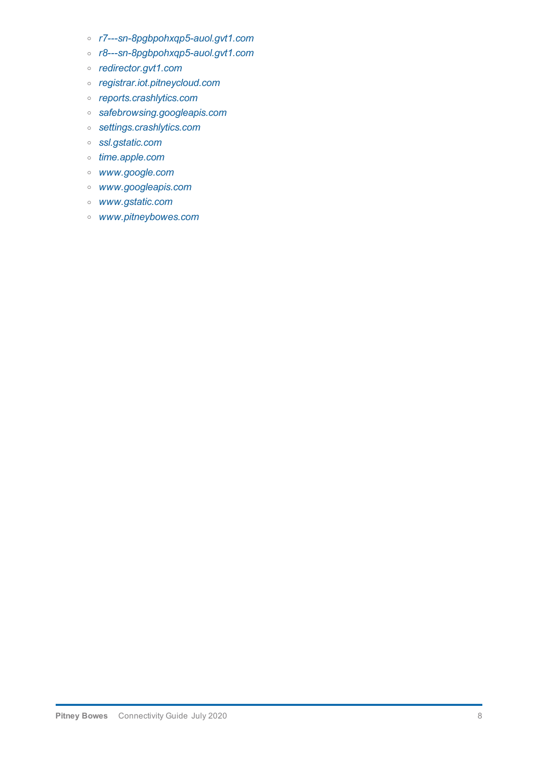- *r7---sn-8pgbpohxqp5-auol.gvt1.com*
- *r8---sn-8pgbpohxqp5-auol.gvt1.com*
- *redirector.gvt1.com*
- *registrar.iot.pitneycloud.com*
- *reports.crashlytics.com*
- *safebrowsing.googleapis.com*
- *settings.crashlytics.com*
- *ssl.gstatic.com*
- *time.apple.com*
- *www.google.com*
- *www.googleapis.com*
- *www.gstatic.com*
- *www.pitneybowes.com*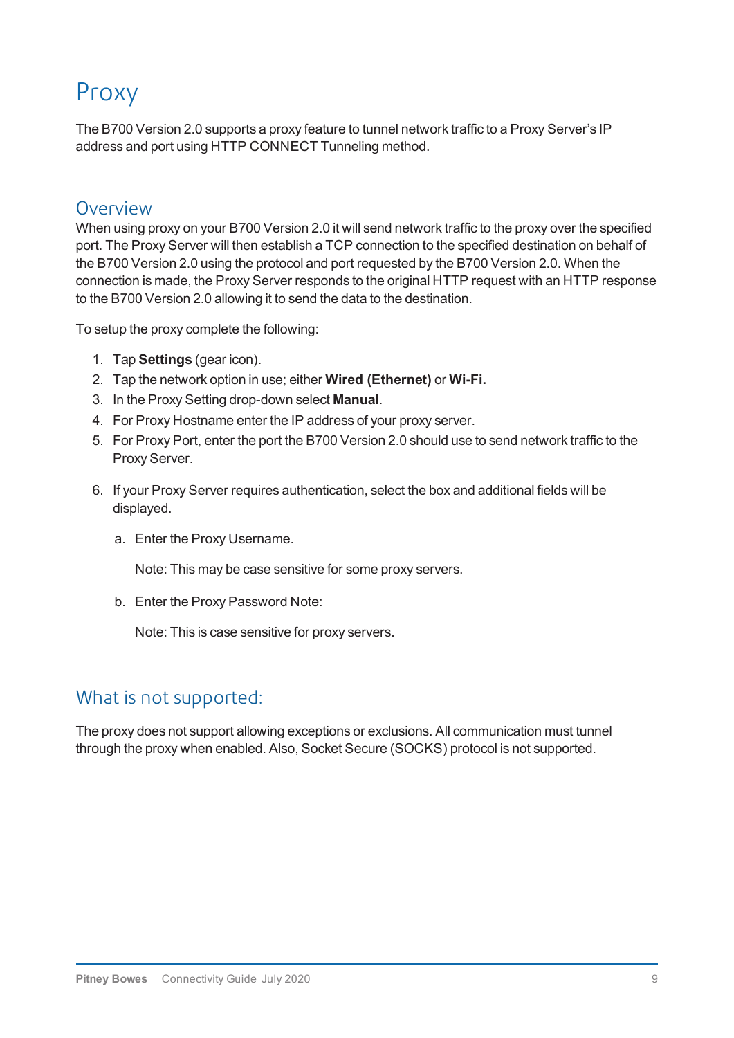# Proxy

The B700 Version 2.0 supports a proxy feature to tunnel network traffic to a Proxy Server's IP address and port using HTTP CONNECT Tunneling method.

## Overview

When using proxy on your B700 Version 2.0 it will send network traffic to the proxy over the specified port. The Proxy Server will then establish a TCP connection to the specified destination on behalf of the B700 Version 2.0 using the protocol and port requested by the B700 Version 2.0. When the connection is made, the Proxy Server responds to the original HTTP request with an HTTP response to the B700 Version 2.0 allowing it to send the data to the destination.

To setup the proxy complete the following:

1. Tap **Settings** (gear icon).
2. Tap the network option in use; either **Wired (Ethernet)** or **Wi-Fi.**
3. In the Proxy Setting drop-down select **Manual**.
4. For Proxy Hostname enter the IP address of your proxy server.
5. For Proxy Port, enter the port the B700 Version 2.0 should use to send network traffic to the Proxy Server.
6. If your Proxy Server requires authentication, select the box and additional fields will be displayed.
   a. Enter the Proxy Username.

      Note: This may be case sensitive for some proxy servers.

   b. Enter the Proxy Password Note:

      Note: This is case sensitive for proxy servers.

## What is not supported:

The proxy does not support allowing exceptions or exclusions. All communication must tunnel through the proxy when enabled. Also, Socket Secure (SOCKS) protocol is not supported.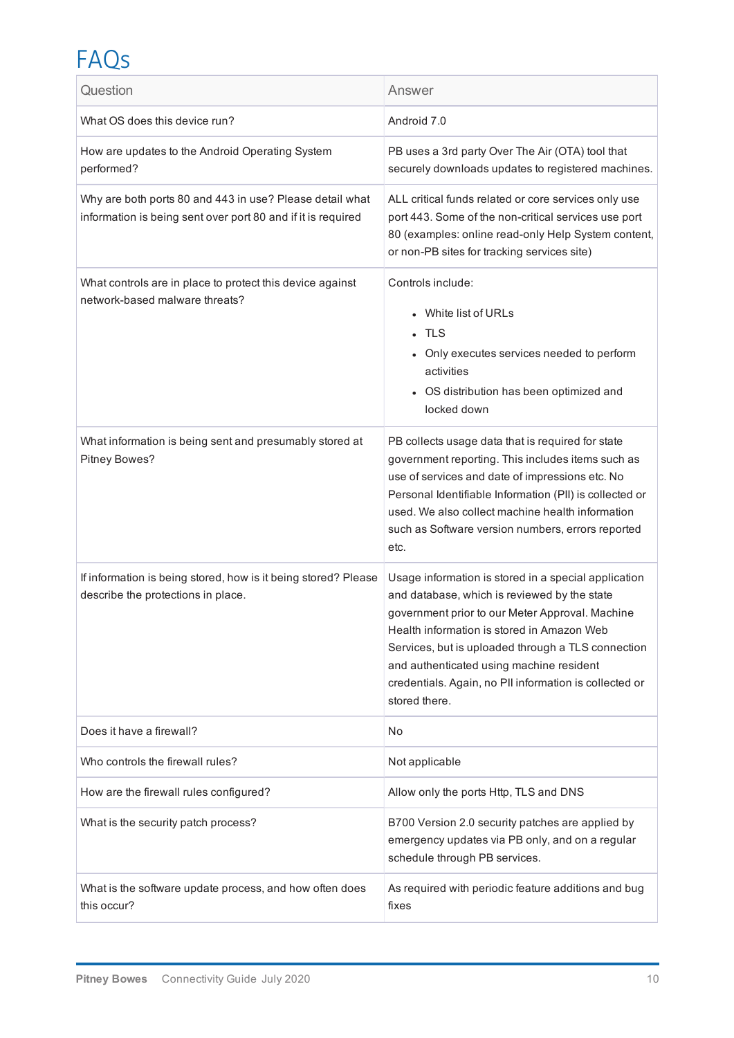# FAQs

| Question | Answer |
|---|---|
| What OS does this device run? | Android 7.0 |
| How are updates to the Android Operating System performed? | PB uses a 3rd party Over The Air (OTA) tool that securely downloads updates to registered machines. |
| Why are both ports 80 and 443 in use? Please detail what information is being sent over port 80 and if it is required | ALL critical funds related or core services only use port 443. Some of the non-critical services use port 80 (examples: online read-only Help System content, or non-PB sites for tracking services site) |
| What controls are in place to protect this device against network-based malware threats? | Controls include:<br>• White list of URLs<br>• TLS<br>• Only executes services needed to perform activities<br>• OS distribution has been optimized and locked down |
| What information is being sent and presumably stored at Pitney Bowes? | PB collects usage data that is required for state government reporting. This includes items such as use of services and date of impressions etc. No Personal Identifiable Information (PII) is collected or used. We also collect machine health information such as Software version numbers, errors reported etc. |
| If information is being stored, how is it being stored? Please describe the protections in place. | Usage information is stored in a special application and database, which is reviewed by the state government prior to our Meter Approval. Machine Health information is stored in Amazon Web Services, but is uploaded through a TLS connection and authenticated using machine resident credentials. Again, no PII information is collected or stored there. |
| Does it have a firewall? | No |
| Who controls the firewall rules? | Not applicable |
| How are the firewall rules configured? | Allow only the ports Http, TLS and DNS |
| What is the security patch process? | B700 Version 2.0 security patches are applied by emergency updates via PB only, and on a regular schedule through PB services. |
| What is the software update process, and how often does this occur? | As required with periodic feature additions and bug fixes |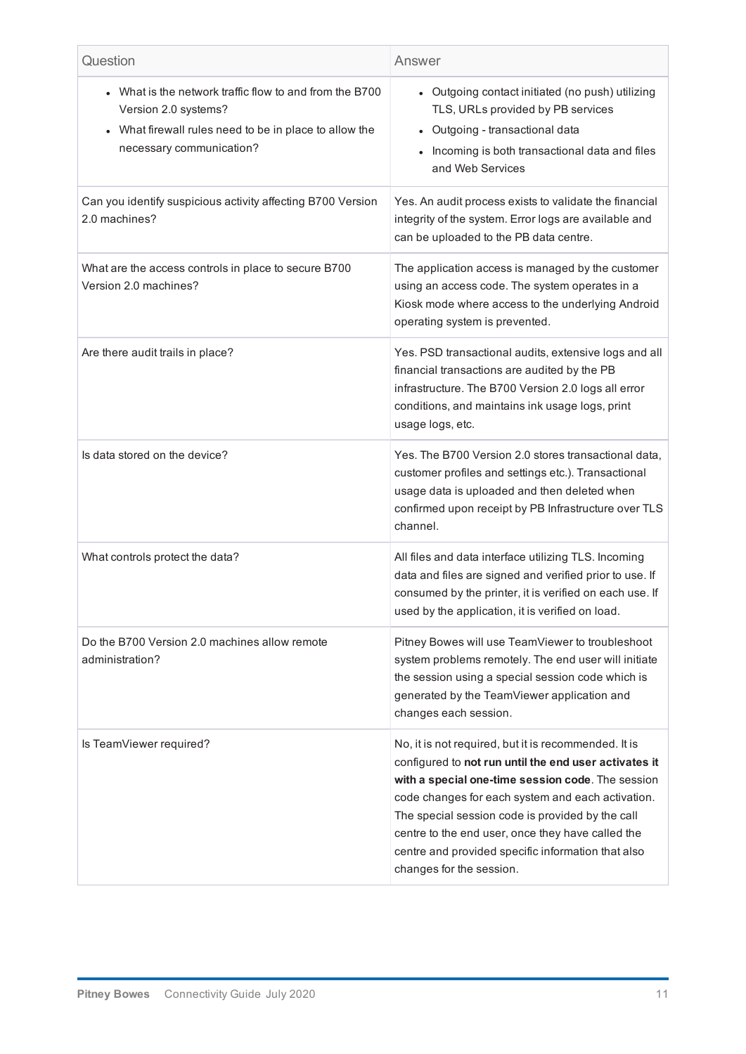| Question | Answer |
|---|---|
| • What is the network traffic flow to and from the B700 Version 2.0 systems?<br>• What firewall rules need to be in place to allow the necessary communication? | • Outgoing contact initiated (no push) utilizing TLS, URLs provided by PB services<br>• Outgoing - transactional data<br>• Incoming is both transactional data and files and Web Services |
| Can you identify suspicious activity affecting B700 Version 2.0 machines? | Yes. An audit process exists to validate the financial integrity of the system. Error logs are available and can be uploaded to the PB data centre. |
| What are the access controls in place to secure B700 Version 2.0 machines? | The application access is managed by the customer using an access code. The system operates in a Kiosk mode where access to the underlying Android operating system is prevented. |
| Are there audit trails in place? | Yes. PSD transactional audits, extensive logs and all financial transactions are audited by the PB infrastructure. The B700 Version 2.0 logs all error conditions, and maintains ink usage logs, print usage logs, etc. |
| Is data stored on the device? | Yes. The B700 Version 2.0 stores transactional data, customer profiles and settings etc.). Transactional usage data is uploaded and then deleted when confirmed upon receipt by PB Infrastructure over TLS channel. |
| What controls protect the data? | All files and data interface utilizing TLS. Incoming data and files are signed and verified prior to use. If consumed by the printer, it is verified on each use. If used by the application, it is verified on load. |
| Do the B700 Version 2.0 machines allow remote administration? | Pitney Bowes will use TeamViewer to troubleshoot system problems remotely. The end user will initiate the session using a special session code which is generated by the TeamViewer application and changes each session. |
| Is TeamViewer required? | No, it is not required, but it is recommended. It is configured to **not run until the end user activates it with a special one-time session code**. The session code changes for each system and each activation. The special session code is provided by the call centre to the end user, once they have called the centre and provided specific information that also changes for the session. |